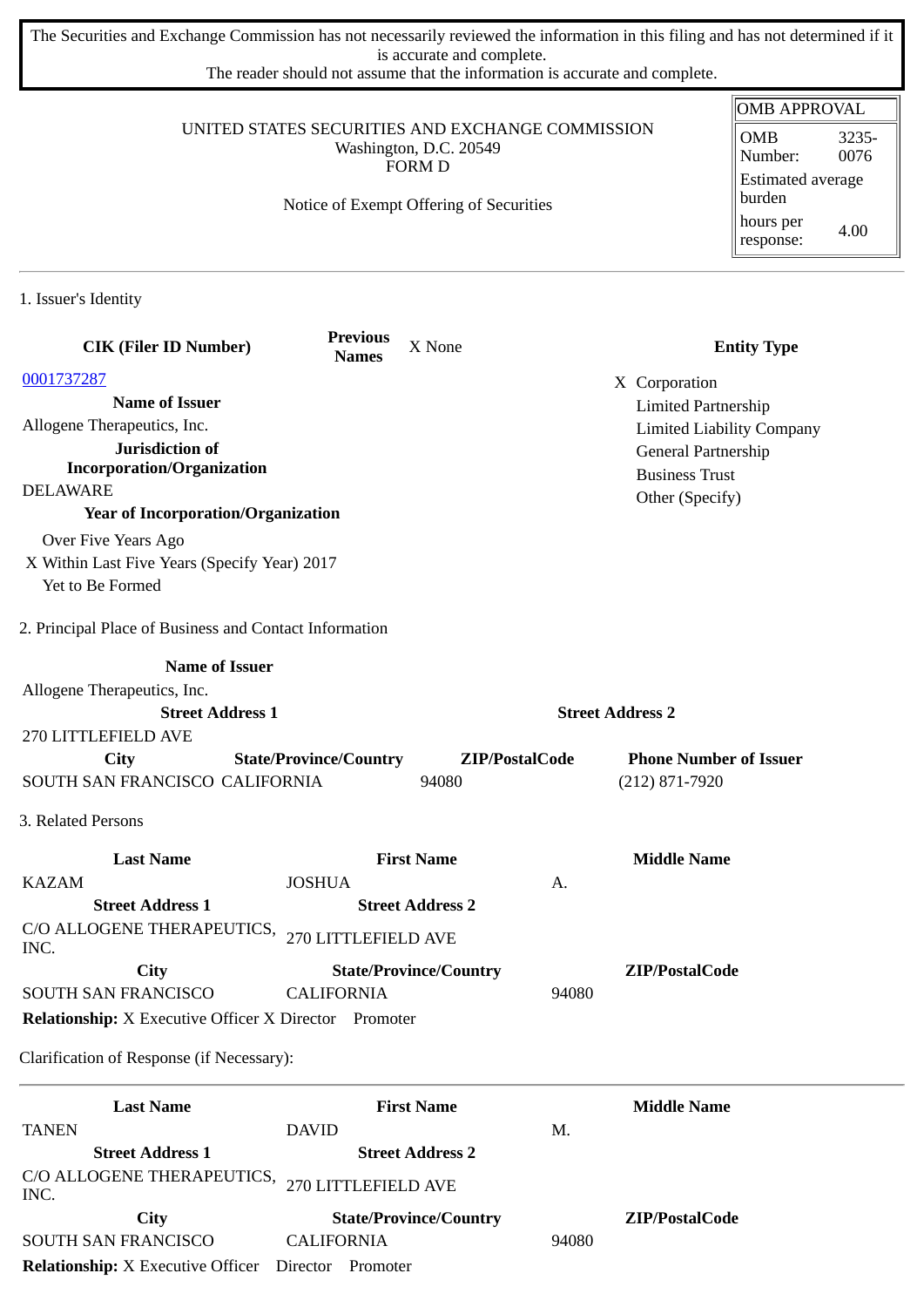The Securities and Exchange Commission has not necessarily reviewed the information in this filing and has not determined if it is accurate and complete.
The reader should not assume that the information is accurate and complete.

UNITED STATES SECURITIES AND EXCHANGE COMMISSION
Washington, D.C. 20549
FORM D

Notice of Exempt Offering of Securities

| OMB APPROVAL | |
|---|---|
| OMB Number: | 3235-0076 |
| Estimated average burden | |
| hours per response: | 4.00 |

## 1. Issuer's Identity

**CIK (Filer ID Number)**
0001737287

**Previous Names** X None

**Name of Issuer**
Allogene Therapeutics, Inc.

**Jurisdiction of Incorporation/Organization**
DELAWARE

**Year of Incorporation/Organization**
Over Five Years Ago
X Within Last Five Years (Specify Year) 2017
Yet to Be Formed

**Entity Type**
X Corporation
Limited Partnership
Limited Liability Company
General Partnership
Business Trust
Other (Specify)

## 2. Principal Place of Business and Contact Information

**Name of Issuer**
Allogene Therapeutics, Inc.

| Street Address 1 | Street Address 2 |
|---|---|
| 270 LITTLEFIELD AVE | |

| City | State/Province/Country | ZIP/PostalCode | Phone Number of Issuer |
|---|---|---|---|
| SOUTH SAN FRANCISCO | CALIFORNIA | 94080 | (212) 871-7920 |

## 3. Related Persons

| Last Name | First Name | Middle Name |
|---|---|---|
| KAZAM | JOSHUA | A. |

| Street Address 1 | Street Address 2 |
|---|---|
| C/O ALLOGENE THERAPEUTICS, INC. | 270 LITTLEFIELD AVE |

| City | State/Province/Country | ZIP/PostalCode |
|---|---|---|
| SOUTH SAN FRANCISCO | CALIFORNIA | 94080 |

**Relationship:** X Executive Officer X Director Promoter

Clarification of Response (if Necessary):

---

| Last Name | First Name | Middle Name |
|---|---|---|
| TANEN | DAVID | M. |

| Street Address 1 | Street Address 2 |
|---|---|
| C/O ALLOGENE THERAPEUTICS, INC. | 270 LITTLEFIELD AVE |

| City | State/Province/Country | ZIP/PostalCode |
|---|---|---|
| SOUTH SAN FRANCISCO | CALIFORNIA | 94080 |

**Relationship:** X Executive Officer Director Promoter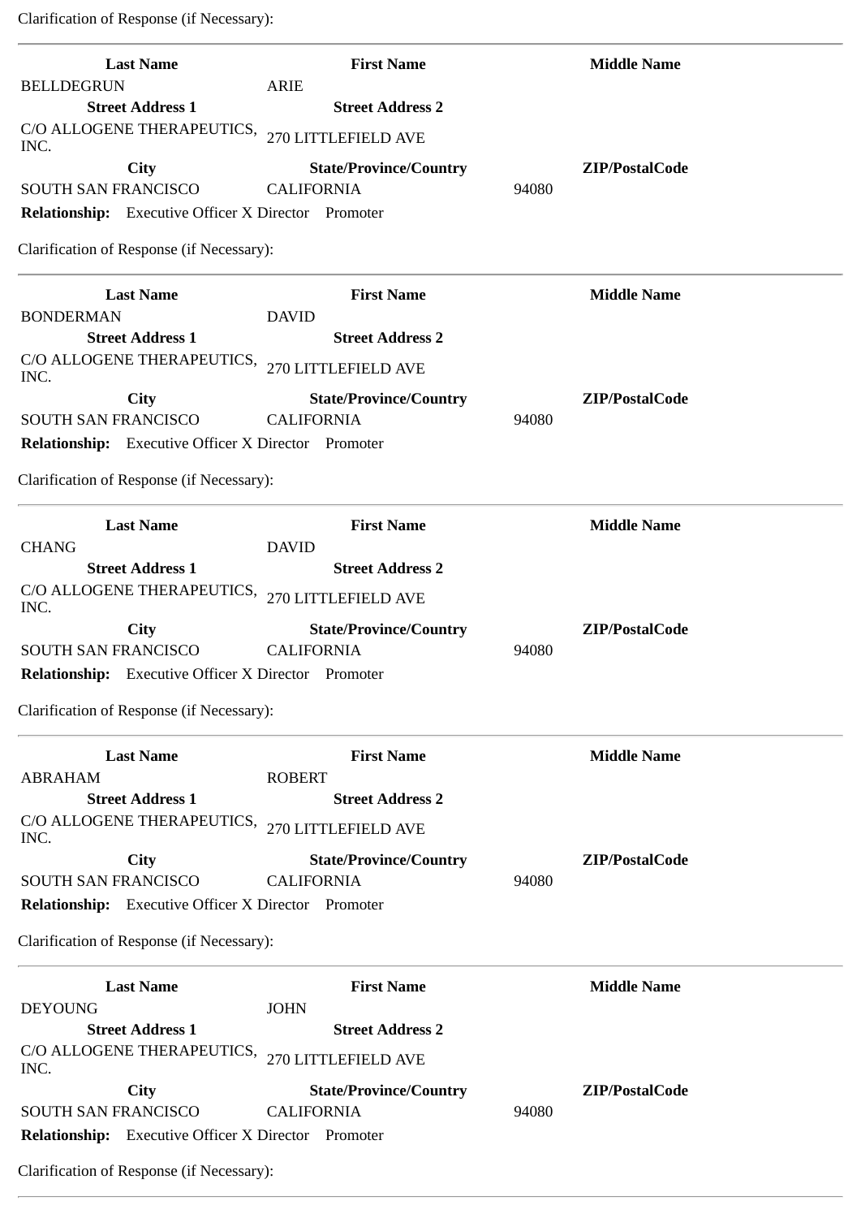Clarification of Response (if Necessary):

---

| Last Name | First Name | Middle Name |
|---|---|---|
| BELLDEGRUN | ARIE | |
| **Street Address 1** | **Street Address 2** | |
| C/O ALLOGENE THERAPEUTICS, INC. | 270 LITTLEFIELD AVE | |
| **City** | **State/Province/Country** | **ZIP/PostalCode** |
| SOUTH SAN FRANCISCO | CALIFORNIA | 94080 |

**Relationship:** Executive Officer X Director Promoter

Clarification of Response (if Necessary):

---

| Last Name | First Name | Middle Name |
|---|---|---|
| BONDERMAN | DAVID | |
| **Street Address 1** | **Street Address 2** | |
| C/O ALLOGENE THERAPEUTICS, INC. | 270 LITTLEFIELD AVE | |
| **City** | **State/Province/Country** | **ZIP/PostalCode** |
| SOUTH SAN FRANCISCO | CALIFORNIA | 94080 |

**Relationship:** Executive Officer X Director Promoter

Clarification of Response (if Necessary):

---

| Last Name | First Name | Middle Name |
|---|---|---|
| CHANG | DAVID | |
| **Street Address 1** | **Street Address 2** | |
| C/O ALLOGENE THERAPEUTICS, INC. | 270 LITTLEFIELD AVE | |
| **City** | **State/Province/Country** | **ZIP/PostalCode** |
| SOUTH SAN FRANCISCO | CALIFORNIA | 94080 |

**Relationship:** Executive Officer X Director Promoter

Clarification of Response (if Necessary):

---

| Last Name | First Name | Middle Name |
|---|---|---|
| ABRAHAM | ROBERT | |
| **Street Address 1** | **Street Address 2** | |
| C/O ALLOGENE THERAPEUTICS, INC. | 270 LITTLEFIELD AVE | |
| **City** | **State/Province/Country** | **ZIP/PostalCode** |
| SOUTH SAN FRANCISCO | CALIFORNIA | 94080 |

**Relationship:** Executive Officer X Director Promoter

Clarification of Response (if Necessary):

---

| Last Name | First Name | Middle Name |
|---|---|---|
| DEYOUNG | JOHN | |
| **Street Address 1** | **Street Address 2** | |
| C/O ALLOGENE THERAPEUTICS, INC. | 270 LITTLEFIELD AVE | |
| **City** | **State/Province/Country** | **ZIP/PostalCode** |
| SOUTH SAN FRANCISCO | CALIFORNIA | 94080 |

**Relationship:** Executive Officer X Director Promoter

Clarification of Response (if Necessary):

---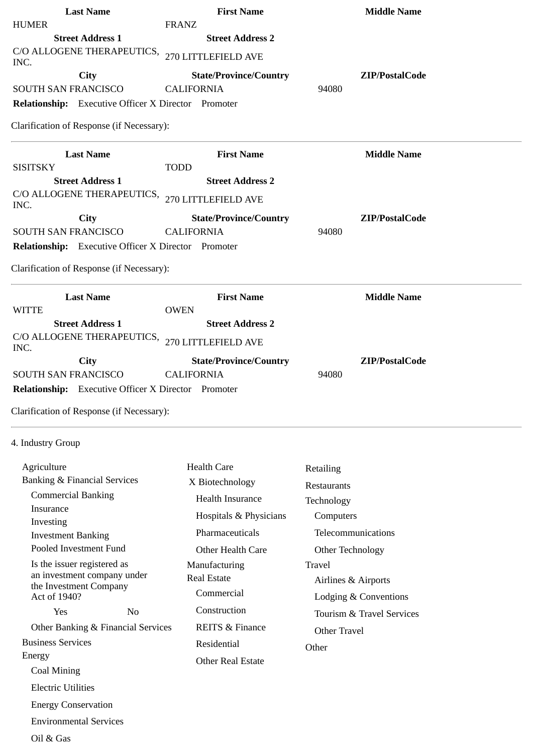| Last Name | First Name | Middle Name |
| --- | --- | --- |
| HUMER | FRANZ | |
| **Street Address 1** | **Street Address 2** | |
| C/O ALLOGENE THERAPEUTICS, INC. | 270 LITTLEFIELD AVE | |
| **City** | **State/Province/Country** | **ZIP/PostalCode** |
| SOUTH SAN FRANCISCO | CALIFORNIA | 94080 |

**Relationship:** Executive Officer X Director Promoter

Clarification of Response (if Necessary):

---

| Last Name | First Name | Middle Name |
| --- | --- | --- |
| SISITSKY | TODD | |
| **Street Address 1** | **Street Address 2** | |
| C/O ALLOGENE THERAPEUTICS, INC. | 270 LITTLEFIELD AVE | |
| **City** | **State/Province/Country** | **ZIP/PostalCode** |
| SOUTH SAN FRANCISCO | CALIFORNIA | 94080 |

**Relationship:** Executive Officer X Director Promoter

Clarification of Response (if Necessary):

---

| Last Name | First Name | Middle Name |
| --- | --- | --- |
| WITTE | OWEN | |
| **Street Address 1** | **Street Address 2** | |
| C/O ALLOGENE THERAPEUTICS, INC. | 270 LITTLEFIELD AVE | |
| **City** | **State/Province/Country** | **ZIP/PostalCode** |
| SOUTH SAN FRANCISCO | CALIFORNIA | 94080 |

**Relationship:** Executive Officer X Director Promoter

Clarification of Response (if Necessary):

---

4. Industry Group

- Agriculture
- Banking & Financial Services
  - Commercial Banking
  - Insurance
  - Investing
  - Investment Banking
  - Pooled Investment Fund
  - Is the issuer registered as an investment company under the Investment Company Act of 1940?
    - Yes
    - No
  - Other Banking & Financial Services
- Business Services
- Energy
  - Coal Mining
  - Electric Utilities
  - Energy Conservation
  - Environmental Services
  - Oil & Gas
- Health Care
  - X Biotechnology
  - Health Insurance
  - Hospitals & Physicians
  - Pharmaceuticals
  - Other Health Care
- Manufacturing
- Real Estate
  - Commercial
  - Construction
  - REITS & Finance
  - Residential
  - Other Real Estate
- Retailing
- Restaurants
- Technology
  - Computers
  - Telecommunications
  - Other Technology
- Travel
  - Airlines & Airports
  - Lodging & Conventions
  - Tourism & Travel Services
  - Other Travel
- Other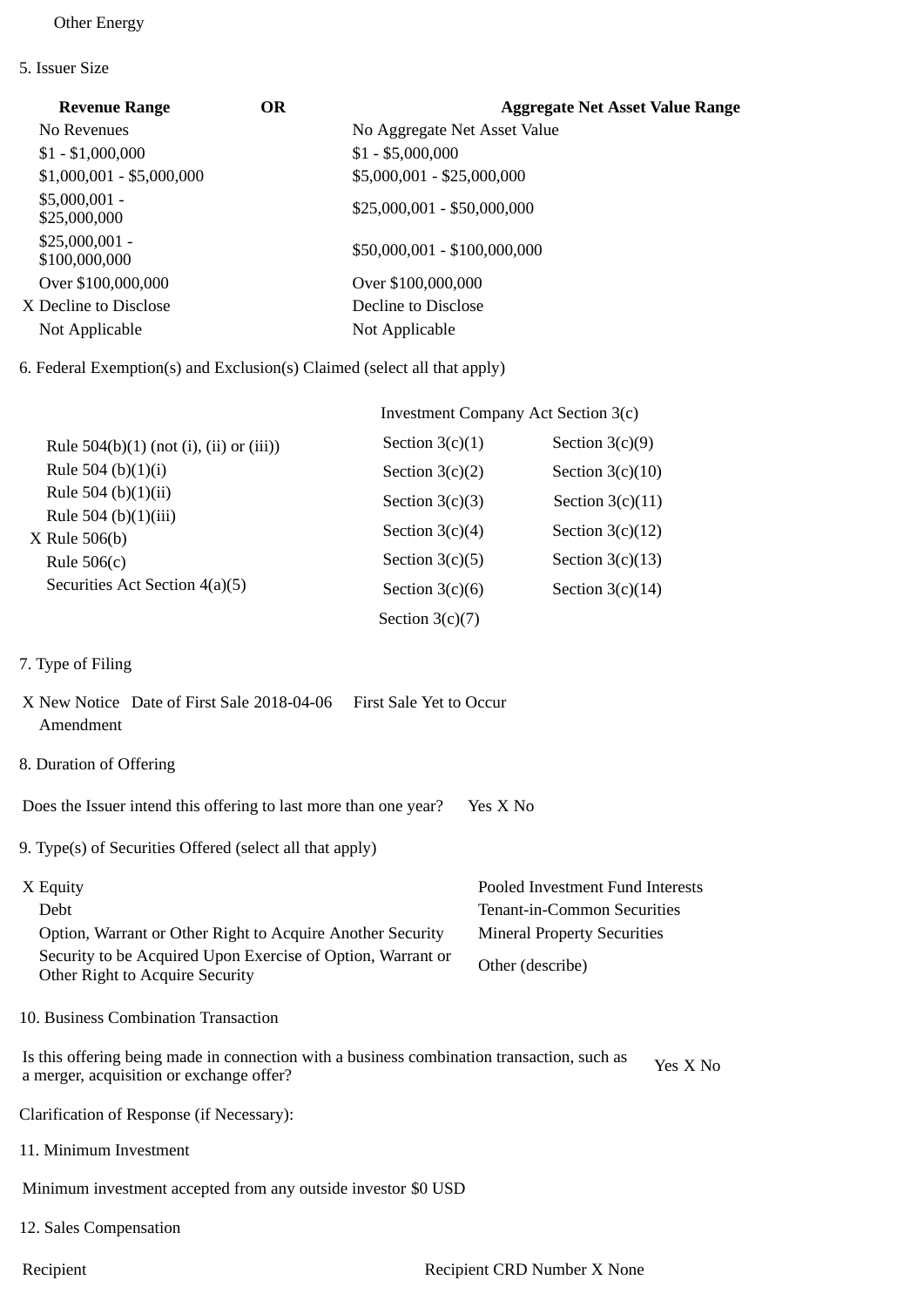Other Energy

5. Issuer Size

| Revenue Range | OR | Aggregate Net Asset Value Range |
|---|---|---|
| No Revenues | | No Aggregate Net Asset Value |
| $1 - $1,000,000 | | $1 - $5,000,000 |
| $1,000,001 - $5,000,000 | | $5,000,001 - $25,000,000 |
| $5,000,001 - $25,000,000 | | $25,000,001 - $50,000,000 |
| $25,000,001 - $100,000,000 | | $50,000,001 - $100,000,000 |
| Over $100,000,000 | | Over $100,000,000 |
| X Decline to Disclose | | Decline to Disclose |
| Not Applicable | | Not Applicable |

6. Federal Exemption(s) and Exclusion(s) Claimed (select all that apply)

| | Investment Company Act Section 3(c) | |
|---|---|---|
| Rule 504(b)(1) (not (i), (ii) or (iii)) | Section 3(c)(1) | Section 3(c)(9) |
| Rule 504 (b)(1)(i) | Section 3(c)(2) | Section 3(c)(10) |
| Rule 504 (b)(1)(ii) | Section 3(c)(3) | Section 3(c)(11) |
| Rule 504 (b)(1)(iii) | Section 3(c)(4) | Section 3(c)(12) |
| X Rule 506(b) | Section 3(c)(5) | Section 3(c)(13) |
| Rule 506(c) | Section 3(c)(6) | Section 3(c)(14) |
| Securities Act Section 4(a)(5) | Section 3(c)(7) | |

7. Type of Filing

X New Notice Date of First Sale 2018-04-06 First Sale Yet to Occur
Amendment

8. Duration of Offering

Does the Issuer intend this offering to last more than one year? Yes X No

9. Type(s) of Securities Offered (select all that apply)

| | |
|---|---|
| X Equity | Pooled Investment Fund Interests |
| Debt | Tenant-in-Common Securities |
| Option, Warrant or Other Right to Acquire Another Security | Mineral Property Securities |
| Security to be Acquired Upon Exercise of Option, Warrant or Other Right to Acquire Security | Other (describe) |

10. Business Combination Transaction

Is this offering being made in connection with a business combination transaction, such as a merger, acquisition or exchange offer? Yes X No

Clarification of Response (if Necessary):

11. Minimum Investment

Minimum investment accepted from any outside investor $0 USD

12. Sales Compensation

Recipient Recipient CRD Number X None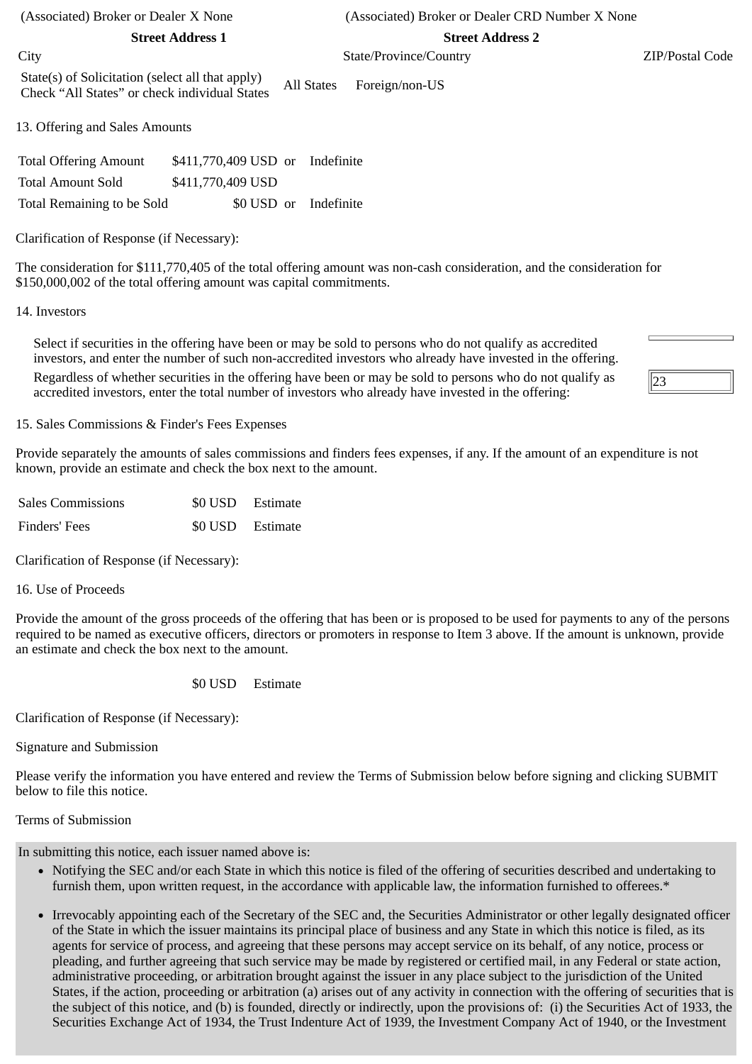| | |
|---|---|
| (Associated) Broker or Dealer X None | (Associated) Broker or Dealer CRD Number X None |
| **Street Address 1** | **Street Address 2** |

City | State/Province/Country | ZIP/Postal Code

State(s) of Solicitation (select all that apply) Check "All States" or check individual States | All States | Foreign/non-US

13. Offering and Sales Amounts

| | | | |
|---|---|---|---|
| Total Offering Amount | $411,770,409 USD | or | Indefinite |
| Total Amount Sold | $411,770,409 USD | | |
| Total Remaining to be Sold | $0 USD | or | Indefinite |

Clarification of Response (if Necessary):

The consideration for $111,770,405 of the total offering amount was non-cash consideration, and the consideration for $150,000,002 of the total offering amount was capital commitments.

14. Investors

Select if securities in the offering have been or may be sold to persons who do not qualify as accredited investors, and enter the number of such non-accredited investors who already have invested in the offering.

Regardless of whether securities in the offering have been or may be sold to persons who do not qualify as accredited investors, enter the total number of investors who already have invested in the offering: 23

15. Sales Commissions & Finder's Fees Expenses

Provide separately the amounts of sales commissions and finders fees expenses, if any. If the amount of an expenditure is not known, provide an estimate and check the box next to the amount.

| | | |
|---|---|---|
| Sales Commissions | $0 USD | Estimate |
| Finders' Fees | $0 USD | Estimate |

Clarification of Response (if Necessary):

16. Use of Proceeds

Provide the amount of the gross proceeds of the offering that has been or is proposed to be used for payments to any of the persons required to be named as executive officers, directors or promoters in response to Item 3 above. If the amount is unknown, provide an estimate and check the box next to the amount.

$0 USD Estimate

Clarification of Response (if Necessary):

Signature and Submission

Please verify the information you have entered and review the Terms of Submission below before signing and clicking SUBMIT below to file this notice.

Terms of Submission

In submitting this notice, each issuer named above is:

- Notifying the SEC and/or each State in which this notice is filed of the offering of securities described and undertaking to furnish them, upon written request, in the accordance with applicable law, the information furnished to offerees.*
- Irrevocably appointing each of the Secretary of the SEC and, the Securities Administrator or other legally designated officer of the State in which the issuer maintains its principal place of business and any State in which this notice is filed, as its agents for service of process, and agreeing that these persons may accept service on its behalf, of any notice, process or pleading, and further agreeing that such service may be made by registered or certified mail, in any Federal or state action, administrative proceeding, or arbitration brought against the issuer in any place subject to the jurisdiction of the United States, if the action, proceeding or arbitration (a) arises out of any activity in connection with the offering of securities that is the subject of this notice, and (b) is founded, directly or indirectly, upon the provisions of: (i) the Securities Act of 1933, the Securities Exchange Act of 1934, the Trust Indenture Act of 1939, the Investment Company Act of 1940, or the Investment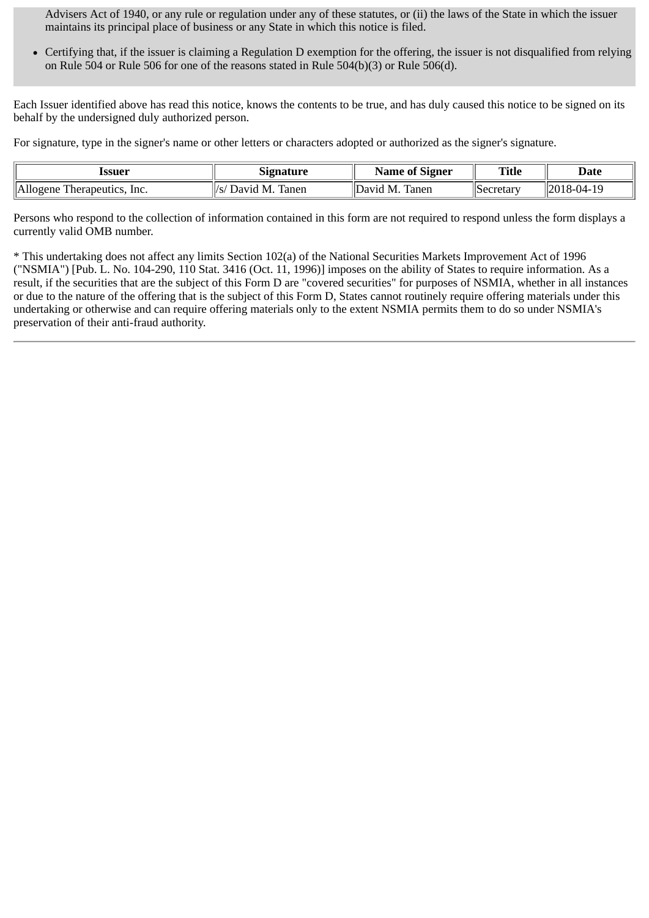Advisers Act of 1940, or any rule or regulation under any of these statutes, or (ii) the laws of the State in which the issuer maintains its principal place of business or any State in which this notice is filed.

- Certifying that, if the issuer is claiming a Regulation D exemption for the offering, the issuer is not disqualified from relying on Rule 504 or Rule 506 for one of the reasons stated in Rule 504(b)(3) or Rule 506(d).

Each Issuer identified above has read this notice, knows the contents to be true, and has duly caused this notice to be signed on its behalf by the undersigned duly authorized person.

For signature, type in the signer's name or other letters or characters adopted or authorized as the signer's signature.

| Issuer | Signature | Name of Signer | Title | Date |
|---|---|---|---|---|
| Allogene Therapeutics, Inc. | /s/ David M. Tanen | David M. Tanen | Secretary | 2018-04-19 |

Persons who respond to the collection of information contained in this form are not required to respond unless the form displays a currently valid OMB number.

* This undertaking does not affect any limits Section 102(a) of the National Securities Markets Improvement Act of 1996 ("NSMIA") [Pub. L. No. 104-290, 110 Stat. 3416 (Oct. 11, 1996)] imposes on the ability of States to require information. As a result, if the securities that are the subject of this Form D are "covered securities" for purposes of NSMIA, whether in all instances or due to the nature of the offering that is the subject of this Form D, States cannot routinely require offering materials under this undertaking or otherwise and can require offering materials only to the extent NSMIA permits them to do so under NSMIA's preservation of their anti-fraud authority.